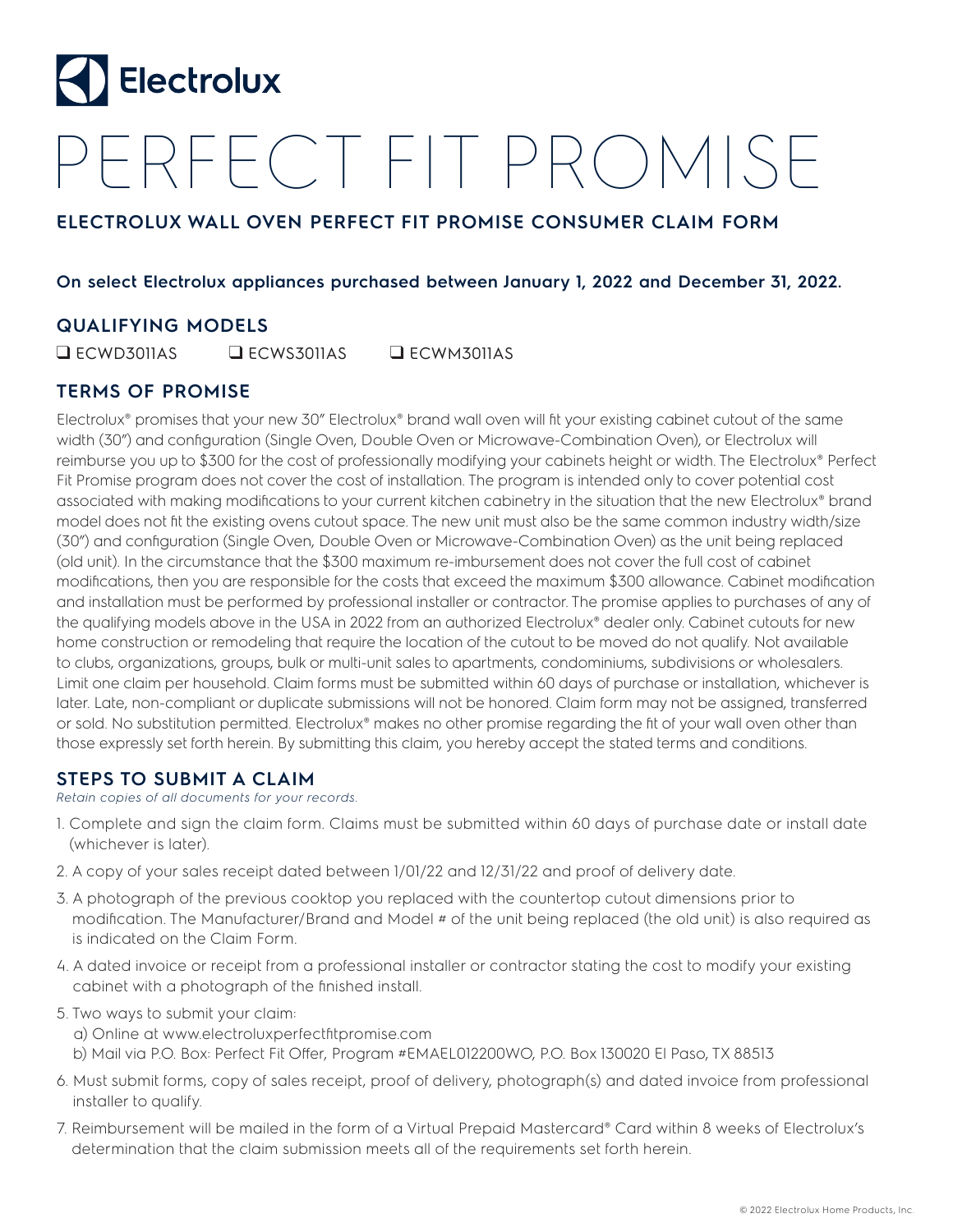Electrolux

# PERFECT FIT PROMISE

## ELECTROLUX WALL OVEN PERFECT FIT PROMISE CONSUMER CLAIM FORM

**On select Electrolux appliances purchased between January 1, 2022 and December 31, 2022.**

## QUALIFYING MODELS

❑ ECWD3011AS ❑ ECWS3011AS ❑ ECWM3011AS

## TERMS OF PROMISE

Electrolux® promises that your new 30" Electrolux® brand wall oven will fit your existing cabinet cutout of the same width (30") and configuration (Single Oven, Double Oven or Microwave-Combination Oven), or Electrolux will reimburse you up to $300 for the cost of professionally modifying your cabinets height or width. The Electrolux® Perfect Fit Promise program does not cover the cost of installation. The program is intended only to cover potential cost associated with making modifications to your current kitchen cabinetry in the situation that the new Electrolux® brand model does not fit the existing ovens cutout space. The new unit must also be the same common industry width/size (30") and configuration (Single Oven, Double Oven or Microwave-Combination Oven) as the unit being replaced (old unit). In the circumstance that the $300 maximum re-imbursement does not cover the full cost of cabinet modifications, then you are responsible for the costs that exceed the maximum $300 allowance. Cabinet modification and installation must be performed by professional installer or contractor. The promise applies to purchases of any of the qualifying models above in the USA in 2022 from an authorized Electrolux® dealer only. Cabinet cutouts for new home construction or remodeling that require the location of the cutout to be moved do not qualify. Not available to clubs, organizations, groups, bulk or multi-unit sales to apartments, condominiums, subdivisions or wholesalers. Limit one claim per household. Claim forms must be submitted within 60 days of purchase or installation, whichever is later. Late, non-compliant or duplicate submissions will not be honored. Claim form may not be assigned, transferred or sold. No substitution permitted. Electrolux® makes no other promise regarding the fit of your wall oven other than those expressly set forth herein. By submitting this claim, you hereby accept the stated terms and conditions.

## STEPS TO SUBMIT A CLAIM

*Retain copies of all documents for your records.*

1. Complete and sign the claim form. Claims must be submitted within 60 days of purchase date or install date (whichever is later).
2. A copy of your sales receipt dated between 1/01/22 and 12/31/22 and proof of delivery date.
3. A photograph of the previous cooktop you replaced with the countertop cutout dimensions prior to modification. The Manufacturer/Brand and Model # of the unit being replaced (the old unit) is also required as is indicated on the Claim Form.
4. A dated invoice or receipt from a professional installer or contractor stating the cost to modify your existing cabinet with a photograph of the finished install.
5. Two ways to submit your claim:
   a) Online at www.electroluxperfectfitpromise.com
   b) Mail via P.O. Box: Perfect Fit Offer, Program #EMAEL012200WO, P.O. Box 130020 El Paso, TX 88513
6. Must submit forms, copy of sales receipt, proof of delivery, photograph(s) and dated invoice from professional installer to qualify.
7. Reimbursement will be mailed in the form of a Virtual Prepaid Mastercard® Card within 8 weeks of Electrolux's determination that the claim submission meets all of the requirements set forth herein.

© 2022 Electrolux Home Products, Inc.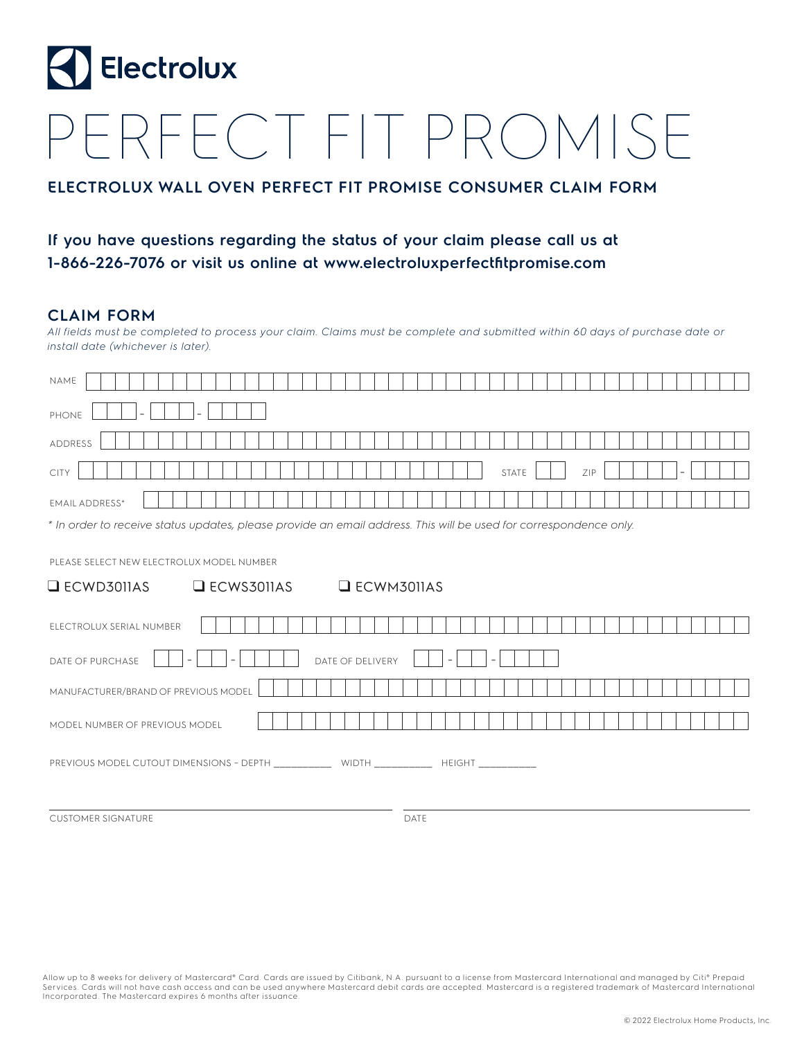Electrolux

# PERFECT FIT PROMISE

## ELECTROLUX WALL OVEN PERFECT FIT PROMISE CONSUMER CLAIM FORM

**If you have questions regarding the status of your claim please call us at 1-866-226-7076 or visit us online at www.electroluxperfectfitpromise.com**

### CLAIM FORM

*All fields must be completed to process your claim. Claims must be complete and submitted within 60 days of purchase date or install date (whichever is later).*

NAME

PHONE ___ - ___ - ____

ADDRESS

CITY          STATE          ZIP          -

EMAIL ADDRESS*

*\* In order to receive status updates, please provide an email address. This will be used for correspondence only.*

PLEASE SELECT NEW ELECTROLUX MODEL NUMBER

- ☐ ECWD3011AS
- ☐ ECWS3011AS
- ☐ ECWM3011AS

ELECTROLUX SERIAL NUMBER

DATE OF PURCHASE __ - __ - ____          DATE OF DELIVERY __ - __ - ____

MANUFACTURER/BRAND OF PREVIOUS MODEL

MODEL NUMBER OF PREVIOUS MODEL

PREVIOUS MODEL CUTOUT DIMENSIONS – DEPTH __________ WIDTH __________ HEIGHT __________

CUSTOMER SIGNATURE          DATE

Allow up to 8 weeks for delivery of Mastercard® Card. Cards are issued by Citibank, N.A. pursuant to a license from Mastercard International and managed by Citi® Prepaid Services. Cards will not have cash access and can be used anywhere Mastercard debit cards are accepted. Mastercard is a registered trademark of Mastercard International Incorporated. The Mastercard expires 6 months after issuance.

© 2022 Electrolux Home Products, Inc.